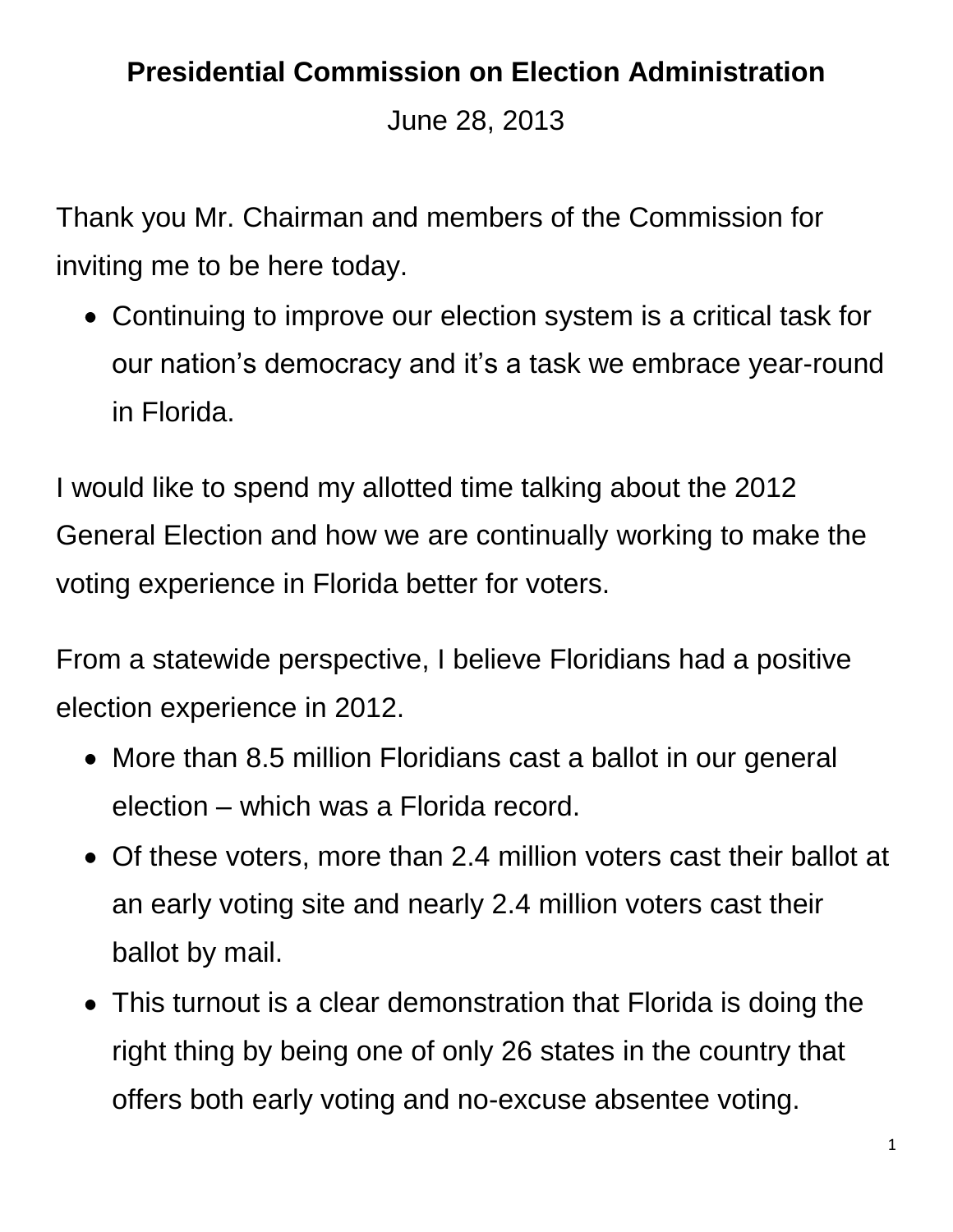# Presidential Commission on Election Administration

June 28, 2013

Thank you Mr. Chairman and members of the Commission for inviting me to be here today.

- Continuing to improve our election system is a critical task for our nation's democracy and it's a task we embrace year-round in Florida.

I would like to spend my allotted time talking about the 2012 General Election and how we are continually working to make the voting experience in Florida better for voters.

From a statewide perspective, I believe Floridians had a positive election experience in 2012.

- More than 8.5 million Floridians cast a ballot in our general election – which was a Florida record.
- Of these voters, more than 2.4 million voters cast their ballot at an early voting site and nearly 2.4 million voters cast their ballot by mail.
- This turnout is a clear demonstration that Florida is doing the right thing by being one of only 26 states in the country that offers both early voting and no-excuse absentee voting.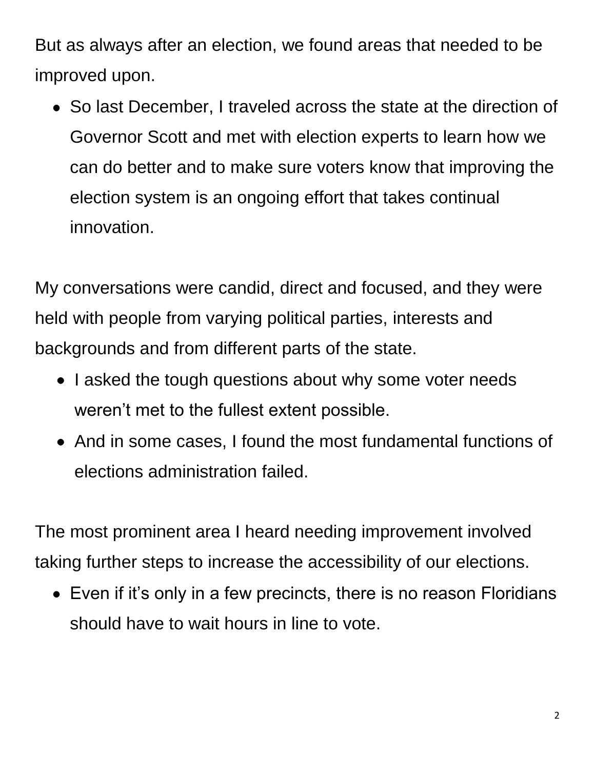But as always after an election, we found areas that needed to be improved upon.

- So last December, I traveled across the state at the direction of Governor Scott and met with election experts to learn how we can do better and to make sure voters know that improving the election system is an ongoing effort that takes continual innovation.

My conversations were candid, direct and focused, and they were held with people from varying political parties, interests and backgrounds and from different parts of the state.

- I asked the tough questions about why some voter needs weren't met to the fullest extent possible.
- And in some cases, I found the most fundamental functions of elections administration failed.

The most prominent area I heard needing improvement involved taking further steps to increase the accessibility of our elections.

- Even if it's only in a few precincts, there is no reason Floridians should have to wait hours in line to vote.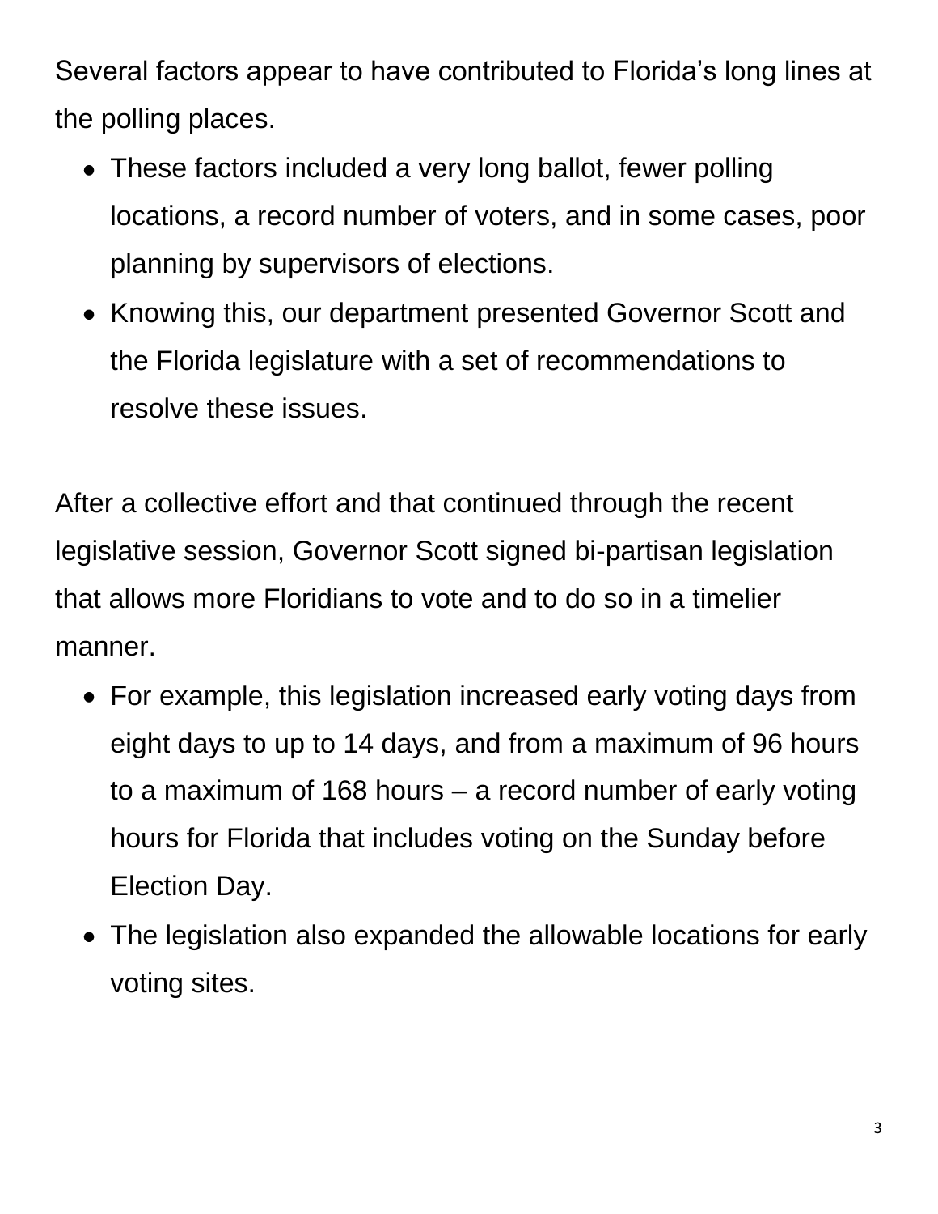Several factors appear to have contributed to Florida's long lines at the polling places.

- These factors included a very long ballot, fewer polling locations, a record number of voters, and in some cases, poor planning by supervisors of elections.
- Knowing this, our department presented Governor Scott and the Florida legislature with a set of recommendations to resolve these issues.

After a collective effort and that continued through the recent legislative session, Governor Scott signed bi-partisan legislation that allows more Floridians to vote and to do so in a timelier manner.

- For example, this legislation increased early voting days from eight days to up to 14 days, and from a maximum of 96 hours to a maximum of 168 hours – a record number of early voting hours for Florida that includes voting on the Sunday before Election Day.
- The legislation also expanded the allowable locations for early voting sites.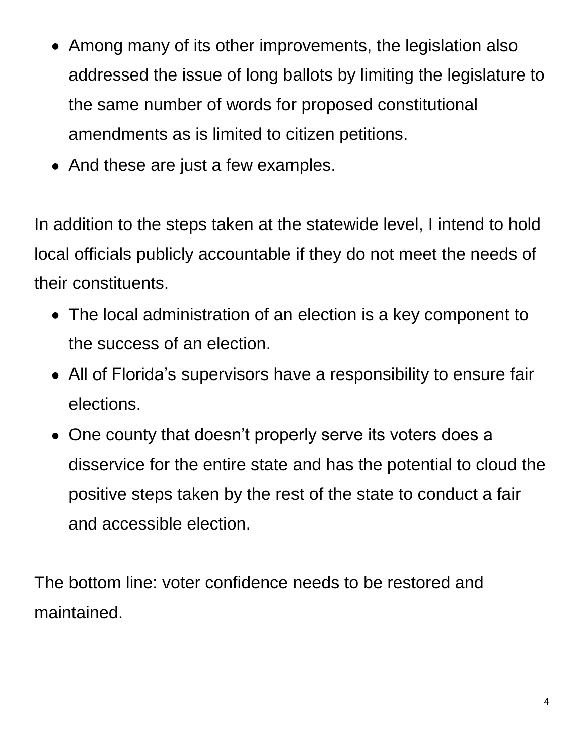- Among many of its other improvements, the legislation also addressed the issue of long ballots by limiting the legislature to the same number of words for proposed constitutional amendments as is limited to citizen petitions.
- And these are just a few examples.

In addition to the steps taken at the statewide level, I intend to hold local officials publicly accountable if they do not meet the needs of their constituents.

- The local administration of an election is a key component to the success of an election.
- All of Florida's supervisors have a responsibility to ensure fair elections.
- One county that doesn't properly serve its voters does a disservice for the entire state and has the potential to cloud the positive steps taken by the rest of the state to conduct a fair and accessible election.

The bottom line: voter confidence needs to be restored and maintained.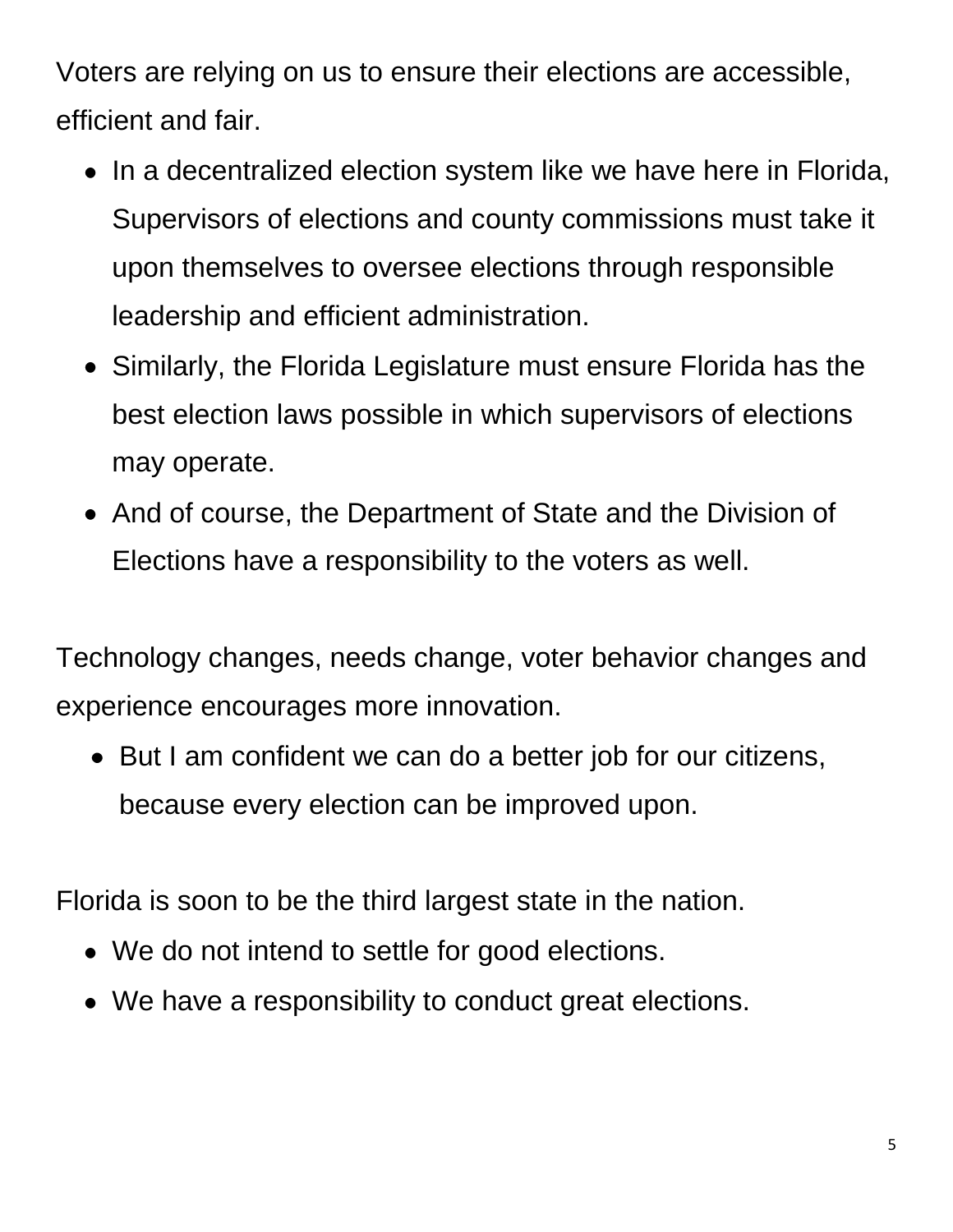Voters are relying on us to ensure their elections are accessible, efficient and fair.

- In a decentralized election system like we have here in Florida, Supervisors of elections and county commissions must take it upon themselves to oversee elections through responsible leadership and efficient administration.
- Similarly, the Florida Legislature must ensure Florida has the best election laws possible in which supervisors of elections may operate.
- And of course, the Department of State and the Division of Elections have a responsibility to the voters as well.

Technology changes, needs change, voter behavior changes and experience encourages more innovation.

- But I am confident we can do a better job for our citizens, because every election can be improved upon.

Florida is soon to be the third largest state in the nation.

- We do not intend to settle for good elections.
- We have a responsibility to conduct great elections.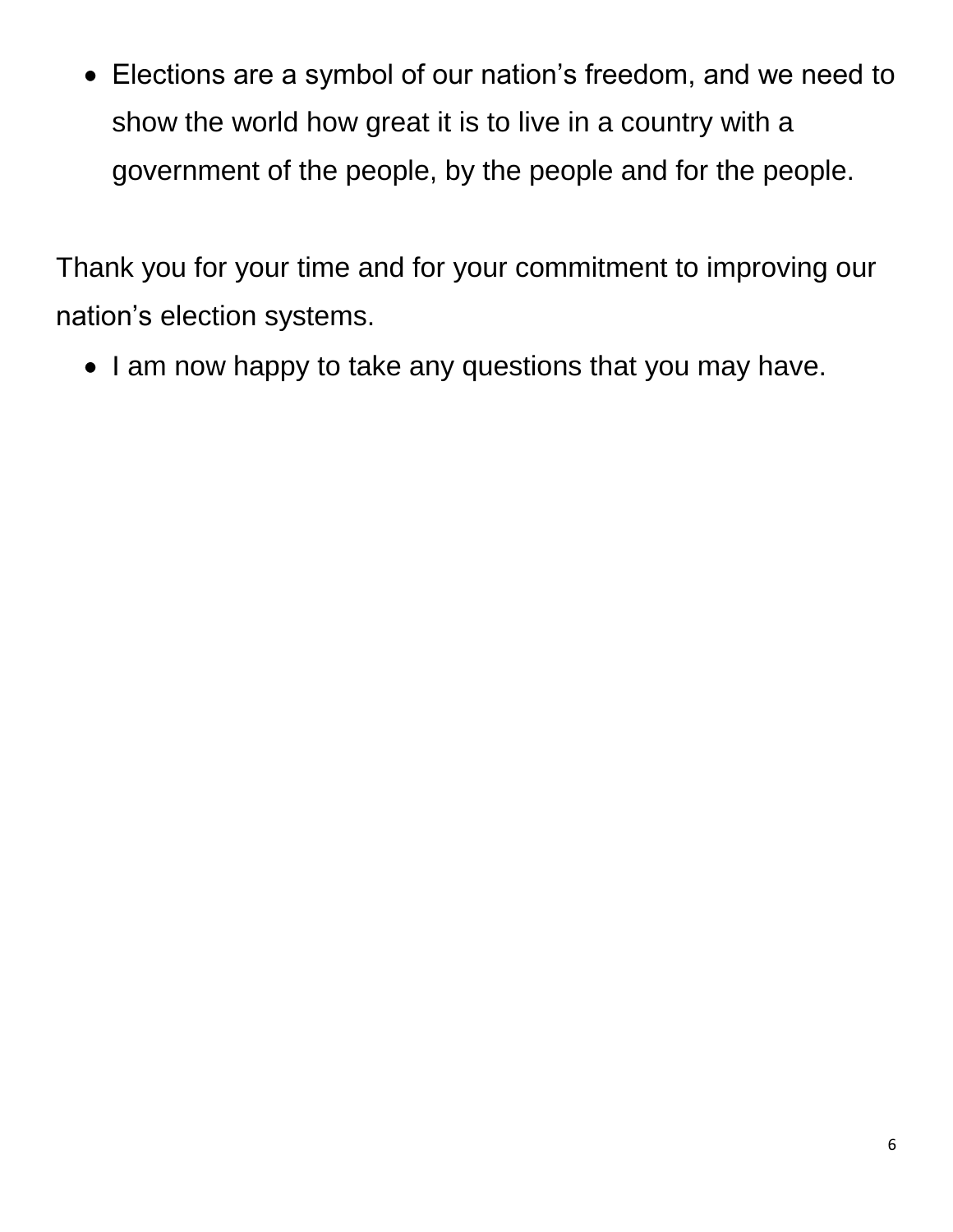- Elections are a symbol of our nation's freedom, and we need to show the world how great it is to live in a country with a government of the people, by the people and for the people.

Thank you for your time and for your commitment to improving our nation's election systems.

- I am now happy to take any questions that you may have.